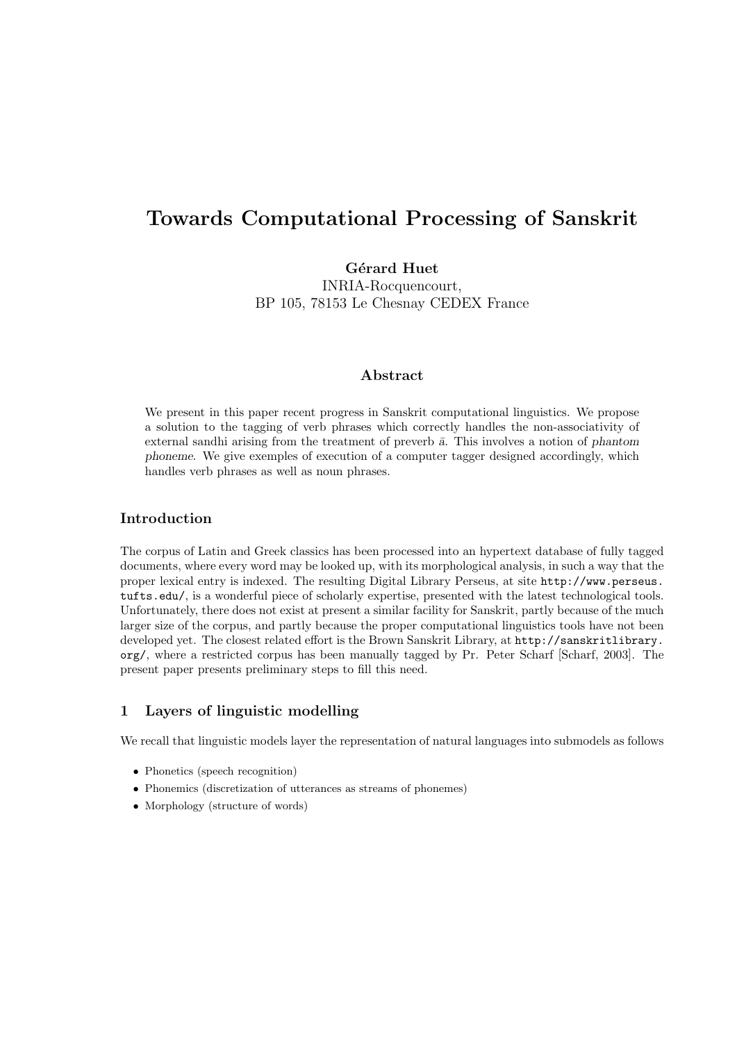# Towards Computational Processing of Sanskrit

**Gérard Huet**
INRIA-Rocquencourt,
BP 105, 78153 Le Chesnay CEDEX France

### Abstract

We present in this paper recent progress in Sanskrit computational linguistics. We propose a solution to the tagging of verb phrases which correctly handles the non-associativity of external sandhi arising from the treatment of preverb *ā*. This involves a notion of *phantom phoneme*. We give exemples of execution of a computer tagger designed accordingly, which handles verb phrases as well as noun phrases.

## Introduction

The corpus of Latin and Greek classics has been processed into an hypertext database of fully tagged documents, where every word may be looked up, with its morphological analysis, in such a way that the proper lexical entry is indexed. The resulting Digital Library Perseus, at site `http://www.perseus.tufts.edu/`, is a wonderful piece of scholarly expertise, presented with the latest technological tools. Unfortunately, there does not exist at present a similar facility for Sanskrit, partly because of the much larger size of the corpus, and partly because the proper computational linguistics tools have not been developed yet. The closest related effort is the Brown Sanskrit Library, at `http://sanskritlibrary.org/`, where a restricted corpus has been manually tagged by Pr. Peter Scharf [Scharf, 2003]. The present paper presents preliminary steps to fill this need.

## 1 Layers of linguistic modelling

We recall that linguistic models layer the representation of natural languages into submodels as follows

- Phonetics (speech recognition)
- Phonemics (discretization of utterances as streams of phonemes)
- Morphology (structure of words)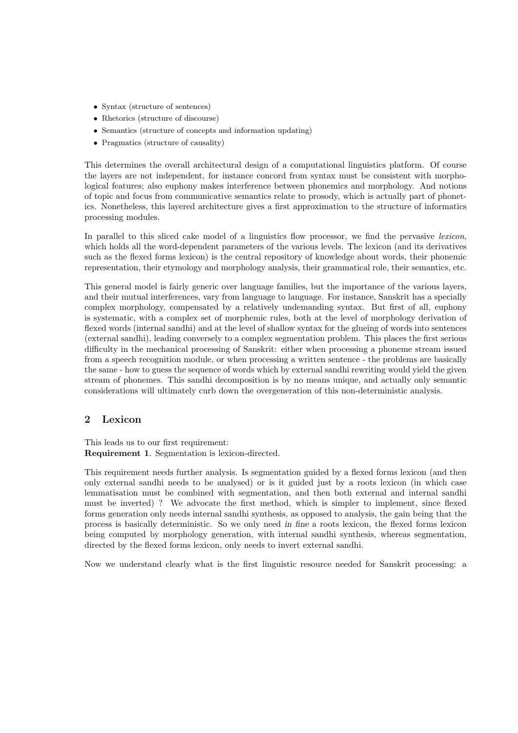- Syntax (structure of sentences)
- Rhetorics (structure of discourse)
- Semantics (structure of concepts and information updating)
- Pragmatics (structure of causality)

This determines the overall architectural design of a computational linguistics platform. Of course the layers are not independent, for instance concord from syntax must be consistent with morphological features; also euphony makes interference between phonemics and morphology. And notions of topic and focus from communicative semantics relate to prosody, which is actually part of phonetics. Nonetheless, this layered architecture gives a first approximation to the structure of informatics processing modules.

In parallel to this sliced cake model of a linguistics flow processor, we find the pervasive *lexicon*, which holds all the word-dependent parameters of the various levels. The lexicon (and its derivatives such as the flexed forms lexicon) is the central repository of knowledge about words, their phonemic representation, their etymology and morphology analysis, their grammatical role, their semantics, etc.

This general model is fairly generic over language families, but the importance of the various layers, and their mutual interferences, vary from language to language. For instance, Sanskrit has a specially complex morphology, compensated by a relatively undemanding syntax. But first of all, euphony is systematic, with a complex set of morphemic rules, both at the level of morphology derivation of flexed words (internal sandhi) and at the level of shallow syntax for the glueing of words into sentences (external sandhi), leading conversely to a complex segmentation problem. This places the first serious difficulty in the mechanical processing of Sanskrit: either when processing a phoneme stream issued from a speech recognition module, or when processing a written sentence - the problems are basically the same - how to guess the sequence of words which by external sandhi rewriting would yield the given stream of phonemes. This sandhi decomposition is by no means unique, and actually only semantic considerations will ultimately curb down the overgeneration of this non-deterministic analysis.

## 2 Lexicon

This leads us to our first requirement:
**Requirement 1**. Segmentation is lexicon-directed.

This requirement needs further analysis. Is segmentation guided by a flexed forms lexicon (and then only external sandhi needs to be analysed) or is it guided just by a roots lexicon (in which case lemmatisation must be combined with segmentation, and then both external and internal sandhi must be inverted) ? We advocate the first method, which is simpler to implement, since flexed forms generation only needs internal sandhi synthesis, as opposed to analysis, the gain being that the process is basically deterministic. So we only need *in fine* a roots lexicon, the flexed forms lexicon being computed by morphology generation, with internal sandhi synthesis, whereas segmentation, directed by the flexed forms lexicon, only needs to invert external sandhi.

Now we understand clearly what is the first linguistic resource needed for Sanskrit processing: a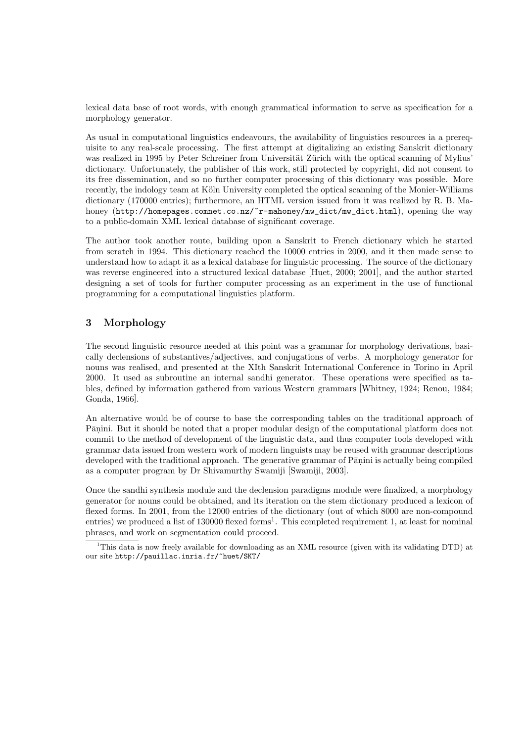lexical data base of root words, with enough grammatical information to serve as specification for a morphology generator.

As usual in computational linguistics endeavours, the availability of linguistics resources ia a prerequisite to any real-scale processing. The first attempt at digitalizing an existing Sanskrit dictionary was realized in 1995 by Peter Schreiner from Universität Zürich with the optical scanning of Mylius' dictionary. Unfortunately, the publisher of this work, still protected by copyright, did not consent to its free dissemination, and so no further computer processing of this dictionary was possible. More recently, the indology team at Köln University completed the optical scanning of the Monier-Williams dictionary (170000 entries); furthermore, an HTML version issued from it was realized by R. B. Mahoney (`http://homepages.comnet.co.nz/~r-mahoney/mw_dict/mw_dict.html`), opening the way to a public-domain XML lexical database of significant coverage.

The author took another route, building upon a Sanskrit to French dictionary which he started from scratch in 1994. This dictionary reached the 10000 entries in 2000, and it then made sense to understand how to adapt it as a lexical database for linguistic processing. The source of the dictionary was reverse engineered into a structured lexical database [Huet, 2000; 2001], and the author started designing a set of tools for further computer processing as an experiment in the use of functional programming for a computational linguistics platform.

## 3 Morphology

The second linguistic resource needed at this point was a grammar for morphology derivations, basically declensions of substantives/adjectives, and conjugations of verbs. A morphology generator for nouns was realised, and presented at the XIth Sanskrit International Conference in Torino in April 2000. It used as subroutine an internal sandhi generator. These operations were specified as tables, defined by information gathered from various Western grammars [Whitney, 1924; Renou, 1984; Gonda, 1966].

An alternative would be of course to base the corresponding tables on the traditional approach of Pāṇini. But it should be noted that a proper modular design of the computational platform does not commit to the method of development of the linguistic data, and thus computer tools developed with grammar data issued from western work of modern linguists may be reused with grammar descriptions developed with the traditional approach. The generative grammar of Pāṇini is actually being compiled as a computer program by Dr Shivamurthy Swamiji [Swamiji, 2003].

Once the sandhi synthesis module and the declension paradigms module were finalized, a morphology generator for nouns could be obtained, and its iteration on the stem dictionary produced a lexicon of flexed forms. In 2001, from the 12000 entries of the dictionary (out of which 8000 are non-compound entries) we produced a list of 130000 flexed forms[1]. This completed requirement 1, at least for nominal phrases, and work on segmentation could proceed.

[1]This data is now freely available for downloading as an XML resource (given with its validating DTD) at our site `http://pauillac.inria.fr/~huet/SKT/`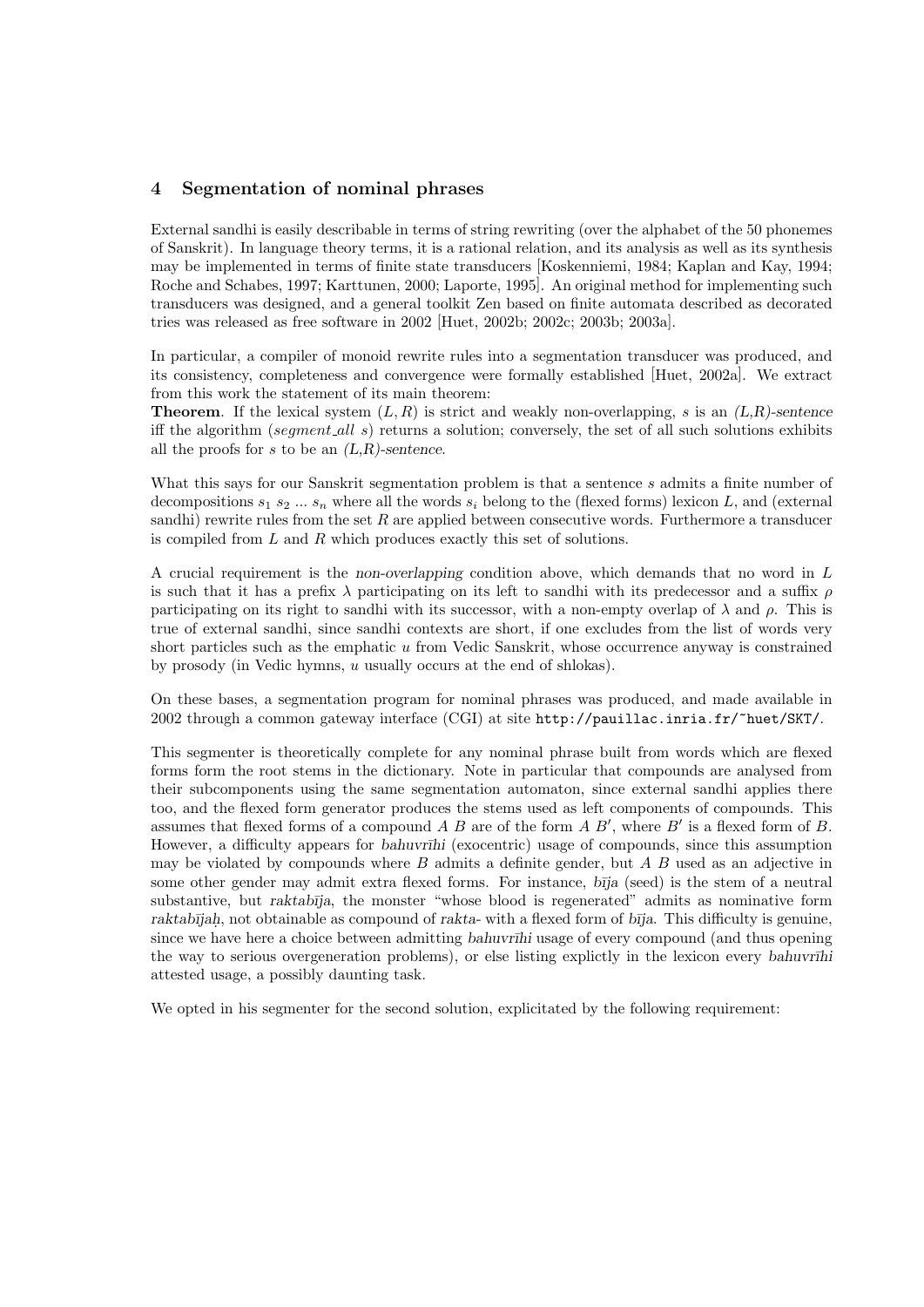## 4 Segmentation of nominal phrases

External sandhi is easily describable in terms of string rewriting (over the alphabet of the 50 phonemes of Sanskrit). In language theory terms, it is a rational relation, and its analysis as well as its synthesis may be implemented in terms of finite state transducers [Koskenniemi, 1984; Kaplan and Kay, 1994; Roche and Schabes, 1997; Karttunen, 2000; Laporte, 1995]. An original method for implementing such transducers was designed, and a general toolkit Zen based on finite automata described as decorated tries was released as free software in 2002 [Huet, 2002b; 2002c; 2003b; 2003a].

In particular, a compiler of monoid rewrite rules into a segmentation transducer was produced, and its consistency, completeness and convergence were formally established [Huet, 2002a]. We extract from this work the statement of its main theorem:
**Theorem**. If the lexical system $(L, R)$ is strict and weakly non-overlapping, $s$ is an *(L,R)-sentence* iff the algorithm (*segment_all s*) returns a solution; conversely, the set of all such solutions exhibits all the proofs for $s$ to be an *(L,R)-sentence*.

What this says for our Sanskrit segmentation problem is that a sentence $s$ admits a finite number of decompositions $s_1\ s_2\ ...\ s_n$ where all the words $s_i$ belong to the (flexed forms) lexicon $L$, and (external sandhi) rewrite rules from the set $R$ are applied between consecutive words. Furthermore a transducer is compiled from $L$ and $R$ which produces exactly this set of solutions.

A crucial requirement is the *non-overlapping* condition above, which demands that no word in $L$ is such that it has a prefix $\lambda$ participating on its left to sandhi with its predecessor and a suffix $\rho$ participating on its right to sandhi with its successor, with a non-empty overlap of $\lambda$ and $\rho$. This is true of external sandhi, since sandhi contexts are short, if one excludes from the list of words very short particles such as the emphatic *u* from Vedic Sanskrit, whose occurrence anyway is constrained by prosody (in Vedic hymns, *u* usually occurs at the end of shlokas).

On these bases, a segmentation program for nominal phrases was produced, and made available in 2002 through a common gateway interface (CGI) at site `http://pauillac.inria.fr/~huet/SKT/`.

This segmenter is theoretically complete for any nominal phrase built from words which are flexed forms form the root stems in the dictionary. Note in particular that compounds are analysed from their subcomponents using the same segmentation automaton, since external sandhi applies there too, and the flexed form generator produces the stems used as left components of compounds. This assumes that flexed forms of a compound $A\ B$ are of the form $A\ B'$, where $B'$ is a flexed form of $B$. However, a difficulty appears for *bahuvrīhi* (exocentric) usage of compounds, since this assumption may be violated by compounds where $B$ admits a definite gender, but $A\ B$ used as an adjective in some other gender may admit extra flexed forms. For instance, *bīja* (seed) is the stem of a neutral substantive, but *raktabīja*, the monster "whose blood is regenerated" admits as nominative form *raktabījaḥ*, not obtainable as compound of *rakta-* with a flexed form of *bīja*. This difficulty is genuine, since we have here a choice between admitting *bahuvrīhi* usage of every compound (and thus opening the way to serious overgeneration problems), or else listing explictly in the lexicon every *bahuvrīhi* attested usage, a possibly daunting task.

We opted in his segmenter for the second solution, explicitated by the following requirement: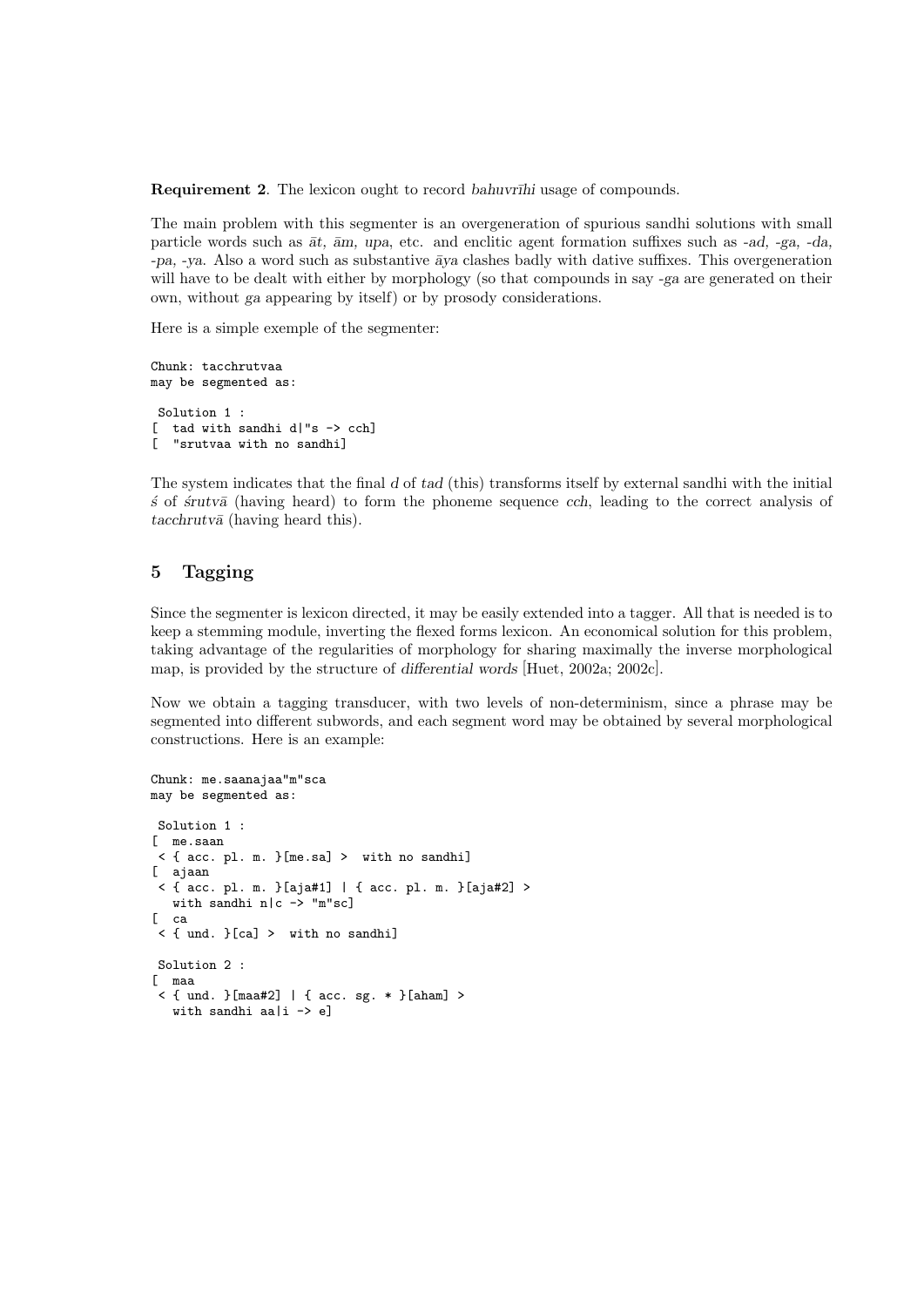**Requirement 2**. The lexicon ought to record *bahuvrīhi* usage of compounds.

The main problem with this segmenter is an overgeneration of spurious sandhi solutions with small particle words such as *āt, ām, upa*, etc. and enclitic agent formation suffixes such as *-ad, -ga, -da, -pa, -ya*. Also a word such as substantive *āya* clashes badly with dative suffixes. This overgeneration will have to be dealt with either by morphology (so that compounds in say *-ga* are generated on their own, without *ga* appearing by itself) or by prosody considerations.

Here is a simple exemple of the segmenter:

```
Chunk: tacchrutvaa
may be segmented as:

 Solution 1 :
[  tad with sandhi d|"s -> cch]
[  "srutvaa with no sandhi]
```

The system indicates that the final *d* of *tad* (this) transforms itself by external sandhi with the initial *ś* of *śrutvā* (having heard) to form the phoneme sequence *cch*, leading to the correct analysis of *tacchrutvā* (having heard this).

## 5 Tagging

Since the segmenter is lexicon directed, it may be easily extended into a tagger. All that is needed is to keep a stemming module, inverting the flexed forms lexicon. An economical solution for this problem, taking advantage of the regularities of morphology for sharing maximally the inverse morphological map, is provided by the structure of *differential words* [Huet, 2002a; 2002c].

Now we obtain a tagging transducer, with two levels of non-determinism, since a phrase may be segmented into different subwords, and each segment word may be obtained by several morphological constructions. Here is an example:

```
Chunk: me.saanajaa"m"sca
may be segmented as:

 Solution 1 :
[  me.saan
 < { acc. pl. m. }[me.sa] >  with no sandhi]
[  ajaan
 < { acc. pl. m. }[aja#1] | { acc. pl. m. }[aja#2] >
   with sandhi n|c -> "m"sc]
[  ca
 < { und. }[ca] >  with no sandhi]

 Solution 2 :
[  maa
 < { und. }[maa#2] | { acc. sg. * }[aham] >
   with sandhi aa|i -> e]
```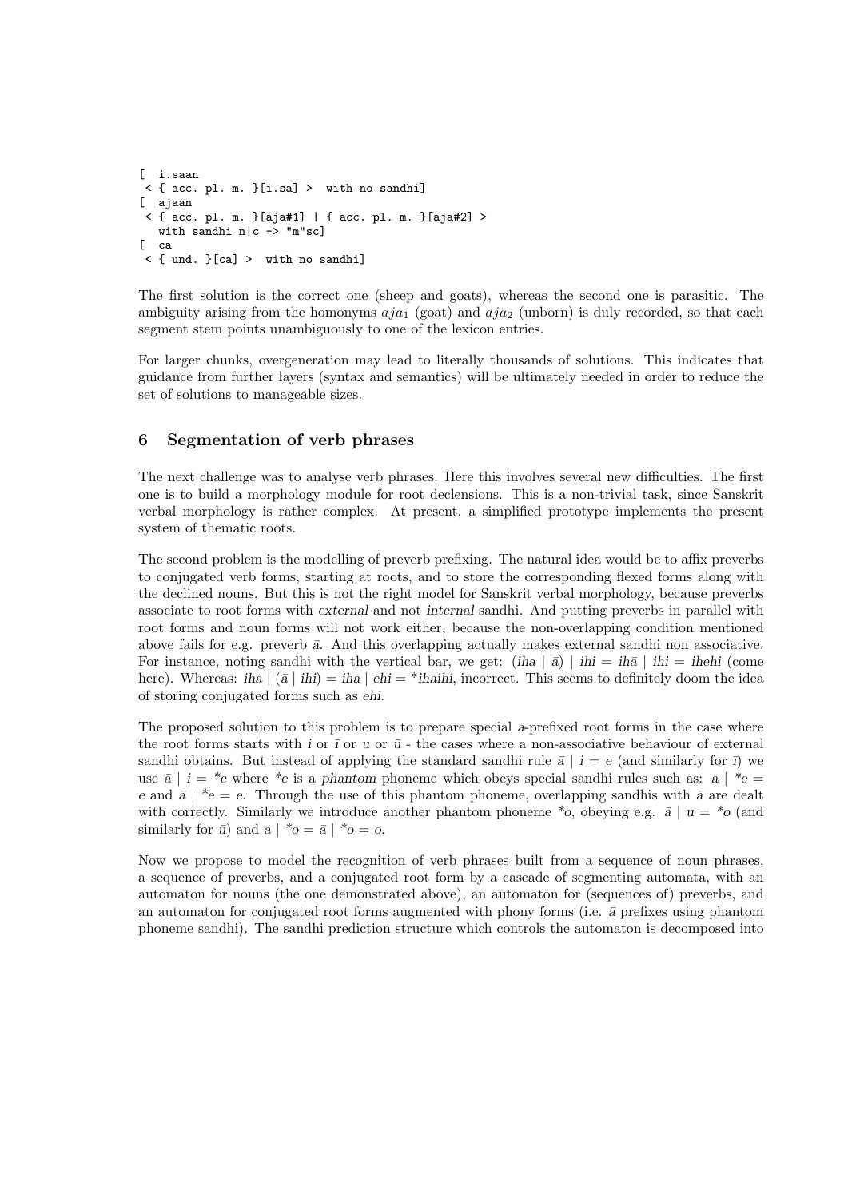```
[  i.saan
 < { acc. pl. m. }[i.sa] >  with no sandhi]
[  ajaan
 < { acc. pl. m. }[aja#1] | { acc. pl. m. }[aja#2] >
   with sandhi n|c -> "m"sc]
[  ca
 < { und. }[ca] >  with no sandhi]
```

The first solution is the correct one (sheep and goats), whereas the second one is parasitic. The ambiguity arising from the homonyms $aja_1$ (goat) and $aja_2$ (unborn) is duly recorded, so that each segment stem points unambiguously to one of the lexicon entries.

For larger chunks, overgeneration may lead to literally thousands of solutions. This indicates that guidance from further layers (syntax and semantics) will be ultimately needed in order to reduce the set of solutions to manageable sizes.

## 6 Segmentation of verb phrases

The next challenge was to analyse verb phrases. Here this involves several new difficulties. The first one is to build a morphology module for root declensions. This is a non-trivial task, since Sanskrit verbal morphology is rather complex. At present, a simplified prototype implements the present system of thematic roots.

The second problem is the modelling of preverb prefixing. The natural idea would be to affix preverbs to conjugated verb forms, starting at roots, and to store the corresponding flexed forms along with the declined nouns. But this is not the right model for Sanskrit verbal morphology, because preverbs associate to root forms with *external* and not *internal* sandhi. And putting preverbs in parallel with root forms and noun forms will not work either, because the non-overlapping condition mentioned above fails for e.g. preverb *ā*. And this overlapping actually makes external sandhi non associative. For instance, noting sandhi with the vertical bar, we get: (*iha* | *ā*) | *ihi* = *ihā* | *ihi* = *ihehi* (come here). Whereas: *iha* | (*ā* | *ihi*) = *iha* | *ehi* = *\*ihaihi*, incorrect. This seems to definitely doom the idea of storing conjugated forms such as *ehi*.

The proposed solution to this problem is to prepare special *ā*-prefixed root forms in the case where the root forms starts with *i* or *ī* or *u* or *ū* - the cases where a non-associative behaviour of external sandhi obtains. But instead of applying the standard sandhi rule *ā* | *i* = *e* (and similarly for *ī*) we use *ā* | *i* = *\*e* where *\*e* is a *phantom* phoneme which obeys special sandhi rules such as: *a* | *\*e* = *e* and *ā* | *\*e* = *e*. Through the use of this phantom phoneme, overlapping sandhis with *ā* are dealt with correctly. Similarly we introduce another phantom phoneme *\*o*, obeying e.g. *ā* | *u* = *\*o* (and similarly for *ū*) and *a* | *\*o* = *ā* | *\*o* = *o*.

Now we propose to model the recognition of verb phrases built from a sequence of noun phrases, a sequence of preverbs, and a conjugated root form by a cascade of segmenting automata, with an automaton for nouns (the one demonstrated above), an automaton for (sequences of) preverbs, and an automaton for conjugated root forms augmented with phony forms (i.e. *ā* prefixes using phantom phoneme sandhi). The sandhi prediction structure which controls the automaton is decomposed into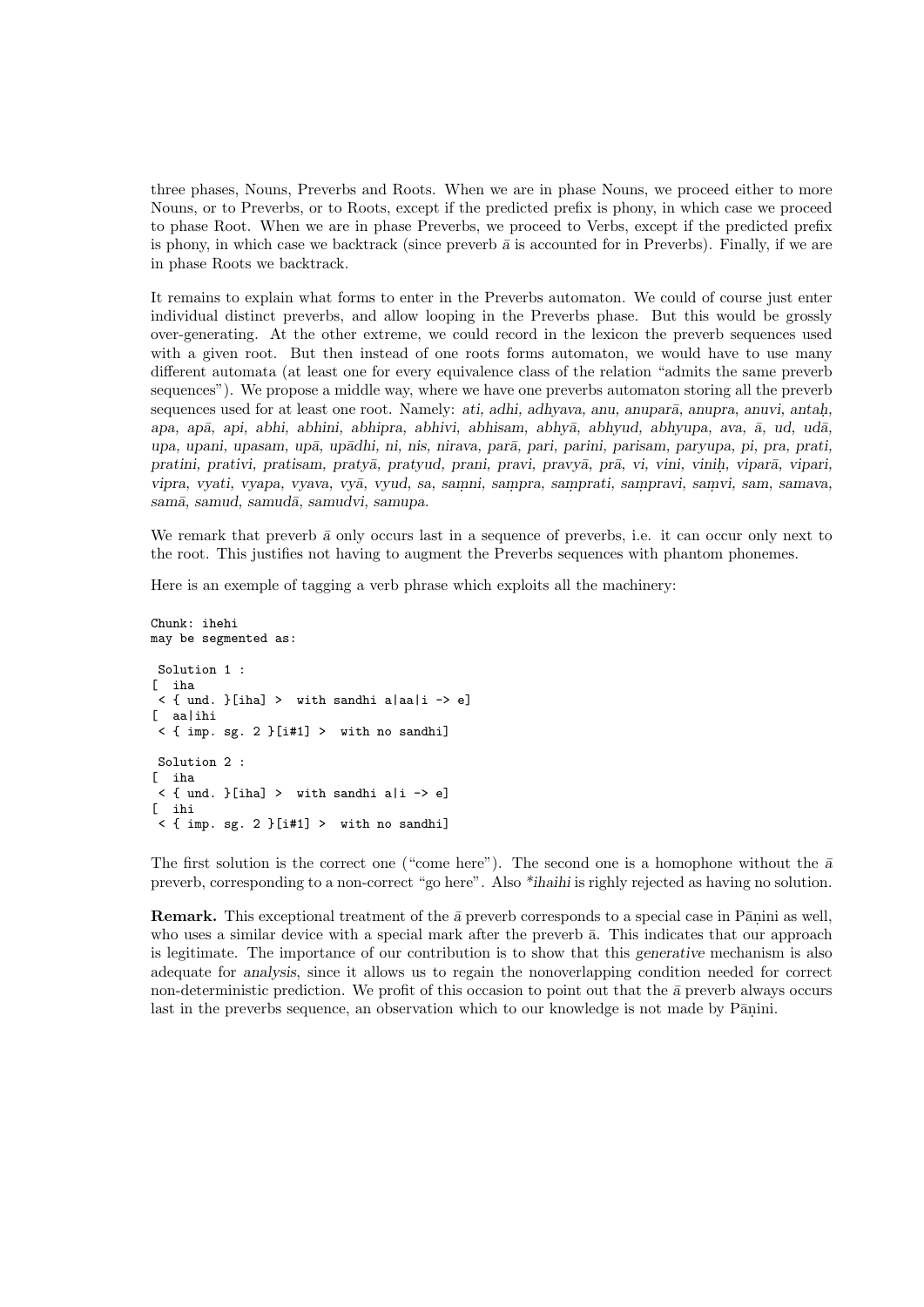three phases, Nouns, Preverbs and Roots. When we are in phase Nouns, we proceed either to more Nouns, or to Preverbs, or to Roots, except if the predicted prefix is phony, in which case we proceed to phase Root. When we are in phase Preverbs, we proceed to Verbs, except if the predicted prefix is phony, in which case we backtrack (since preverb *ā* is accounted for in Preverbs). Finally, if we are in phase Roots we backtrack.

It remains to explain what forms to enter in the Preverbs automaton. We could of course just enter individual distinct preverbs, and allow looping in the Preverbs phase. But this would be grossly over-generating. At the other extreme, we could record in the lexicon the preverb sequences used with a given root. But then instead of one roots forms automaton, we would have to use many different automata (at least one for every equivalence class of the relation "admits the same preverb sequences"). We propose a middle way, where we have one preverbs automaton storing all the preverb sequences used for at least one root. Namely: *ati, adhi, adhyava, anu, anuparā, anupra, anuvi, antaḥ, apa, apā, api, abhi, abhini, abhipra, abhivi, abhisam, abhyā, abhyud, abhyupa, ava, ā, ud, udā, upa, upani, upasam, upā, upādhi, ni, nis, nirava, parā, pari, parini, parisam, paryupa, pi, pra, prati, pratini, prativi, pratisam, pratyā, pratyud, prani, pravi, pravyā, prā, vi, vini, viniḥ, viparā, vipari, vipra, vyati, vyapa, vyava, vyā, vyud, sa, saṃni, saṃpra, saṃprati, saṃpravi, saṃvi, sam, samava, samā, samud, samudā, samudvi, samupa.*

We remark that preverb *ā* only occurs last in a sequence of preverbs, i.e. it can occur only next to the root. This justifies not having to augment the Preverbs sequences with phantom phonemes.

Here is an exemple of tagging a verb phrase which exploits all the machinery:

```
Chunk: ihehi
may be segmented as:

 Solution 1 :
[  iha
 < { und. }[iha] >  with sandhi a|aa|i -> e]
[  aa|ihi
 < { imp. sg. 2 }[i#1] >  with no sandhi]

 Solution 2 :
[  iha
 < { und. }[iha] >  with sandhi a|i -> e]
[  ihi
 < { imp. sg. 2 }[i#1] >  with no sandhi]
```

The first solution is the correct one ("come here"). The second one is a homophone without the *ā* preverb, corresponding to a non-correct "go here". Also *\*ihaihi* is righly rejected as having no solution.

**Remark.** This exceptional treatment of the *ā* preverb corresponds to a special case in Pāṇini as well, who uses a similar device with a special mark after the preverb ā. This indicates that our approach is legitimate. The importance of our contribution is to show that this *generative* mechanism is also adequate for *analysis*, since it allows us to regain the nonoverlapping condition needed for correct non-deterministic prediction. We profit of this occasion to point out that the *ā* preverb always occurs last in the preverbs sequence, an observation which to our knowledge is not made by Pāṇini.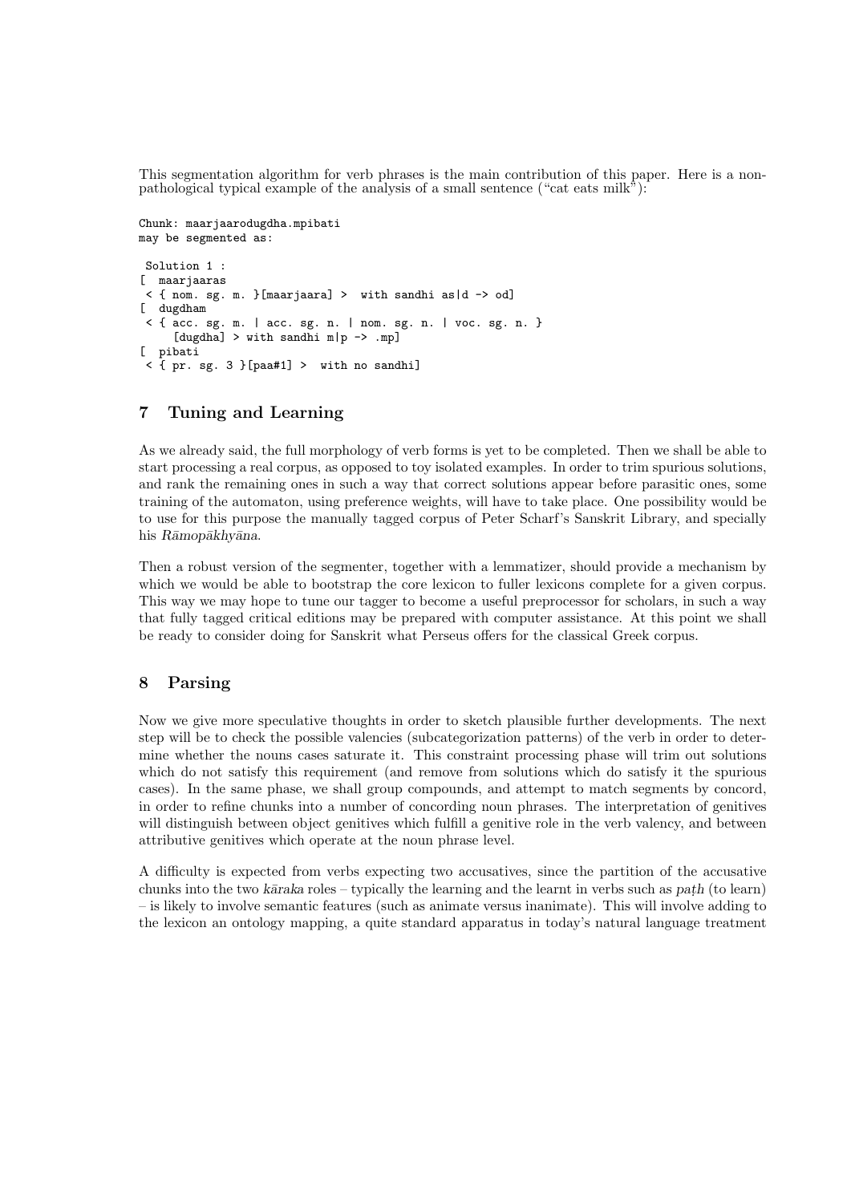This segmentation algorithm for verb phrases is the main contribution of this paper. Here is a non-pathological typical example of the analysis of a small sentence ("cat eats milk"):

```
Chunk: maarjaarodugdha.mpibati
may be segmented as:

 Solution 1 :
[  maarjaaras
 < { nom. sg. m. }[maarjaara] >  with sandhi as|d -> od]
[  dugdham
 < { acc. sg. m. | acc. sg. n. | nom. sg. n. | voc. sg. n. }
     [dugdha] > with sandhi m|p -> .mp]
[  pibati
 < { pr. sg. 3 }[paa#1] >  with no sandhi]
```

## 7 Tuning and Learning

As we already said, the full morphology of verb forms is yet to be completed. Then we shall be able to start processing a real corpus, as opposed to toy isolated examples. In order to trim spurious solutions, and rank the remaining ones in such a way that correct solutions appear before parasitic ones, some training of the automaton, using preference weights, will have to take place. One possibility would be to use for this purpose the manually tagged corpus of Peter Scharf's Sanskrit Library, and specially his *Rāmopākhyāna*.

Then a robust version of the segmenter, together with a lemmatizer, should provide a mechanism by which we would be able to bootstrap the core lexicon to fuller lexicons complete for a given corpus. This way we may hope to tune our tagger to become a useful preprocessor for scholars, in such a way that fully tagged critical editions may be prepared with computer assistance. At this point we shall be ready to consider doing for Sanskrit what Perseus offers for the classical Greek corpus.

## 8 Parsing

Now we give more speculative thoughts in order to sketch plausible further developments. The next step will be to check the possible valencies (subcategorization patterns) of the verb in order to determine whether the nouns cases saturate it. This constraint processing phase will trim out solutions which do not satisfy this requirement (and remove from solutions which do satisfy it the spurious cases). In the same phase, we shall group compounds, and attempt to match segments by concord, in order to refine chunks into a number of concording noun phrases. The interpretation of genitives will distinguish between object genitives which fulfill a genitive role in the verb valency, and between attributive genitives which operate at the noun phrase level.

A difficulty is expected from verbs expecting two accusatives, since the partition of the accusative chunks into the two *kāraka* roles – typically the learning and the learnt in verbs such as *paṭh* (to learn) – is likely to involve semantic features (such as animate versus inanimate). This will involve adding to the lexicon an ontology mapping, a quite standard apparatus in today's natural language treatment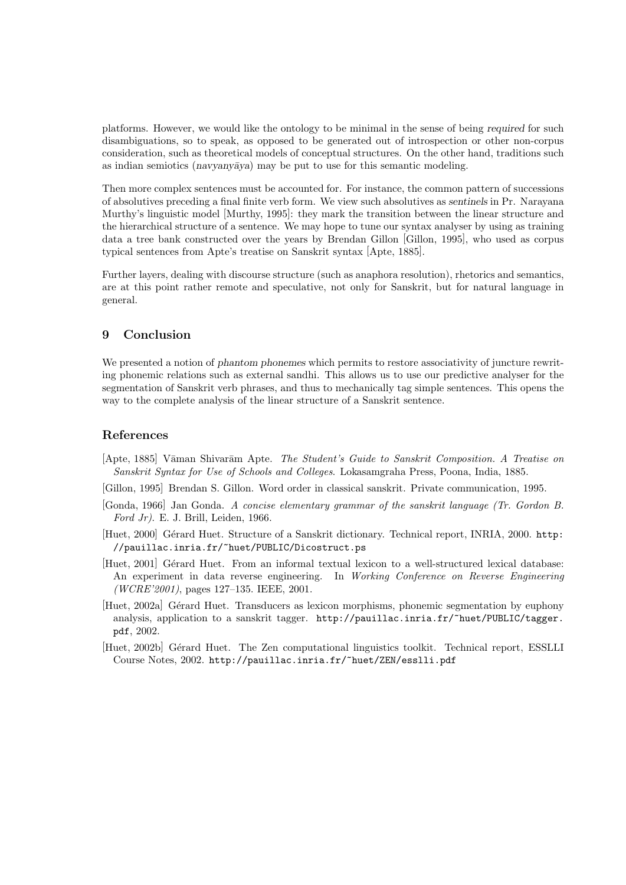platforms. However, we would like the ontology to be minimal in the sense of being *required* for such disambiguations, so to speak, as opposed to be generated out of introspection or other non-corpus consideration, such as theoretical models of conceptual structures. On the other hand, traditions such as indian semiotics (*navyanyāya*) may be put to use for this semantic modeling.

Then more complex sentences must be accounted for. For instance, the common pattern of successions of absolutives preceding a final finite verb form. We view such absolutives as *sentinels* in Pr. Narayana Murthy's linguistic model [Murthy, 1995]: they mark the transition between the linear structure and the hierarchical structure of a sentence. We may hope to tune our syntax analyser by using as training data a tree bank constructed over the years by Brendan Gillon [Gillon, 1995], who used as corpus typical sentences from Apte's treatise on Sanskrit syntax [Apte, 1885].

Further layers, dealing with discourse structure (such as anaphora resolution), rhetorics and semantics, are at this point rather remote and speculative, not only for Sanskrit, but for natural language in general.

## 9 Conclusion

We presented a notion of *phantom phonemes* which permits to restore associativity of juncture rewriting phonemic relations such as external sandhi. This allows us to use our predictive analyser for the segmentation of Sanskrit verb phrases, and thus to mechanically tag simple sentences. This opens the way to the complete analysis of the linear structure of a Sanskrit sentence.

## References

[Apte, 1885] Vāman Shivarām Apte. *The Student's Guide to Sanskrit Composition. A Treatise on Sanskrit Syntax for Use of Schools and Colleges*. Lokasamgraha Press, Poona, India, 1885.

[Gillon, 1995] Brendan S. Gillon. Word order in classical sanskrit. Private communication, 1995.

[Gonda, 1966] Jan Gonda. *A concise elementary grammar of the sanskrit language (Tr. Gordon B. Ford Jr)*. E. J. Brill, Leiden, 1966.

[Huet, 2000] Gérard Huet. Structure of a Sanskrit dictionary. Technical report, INRIA, 2000. `http://pauillac.inria.fr/~huet/PUBLIC/Dicostruct.ps`

[Huet, 2001] Gérard Huet. From an informal textual lexicon to a well-structured lexical database: An experiment in data reverse engineering. In *Working Conference on Reverse Engineering (WCRE'2001)*, pages 127–135. IEEE, 2001.

[Huet, 2002a] Gérard Huet. Transducers as lexicon morphisms, phonemic segmentation by euphony analysis, application to a sanskrit tagger. `http://pauillac.inria.fr/~huet/PUBLIC/tagger.pdf`, 2002.

[Huet, 2002b] Gérard Huet. The Zen computational linguistics toolkit. Technical report, ESSLLI Course Notes, 2002. `http://pauillac.inria.fr/~huet/ZEN/esslli.pdf`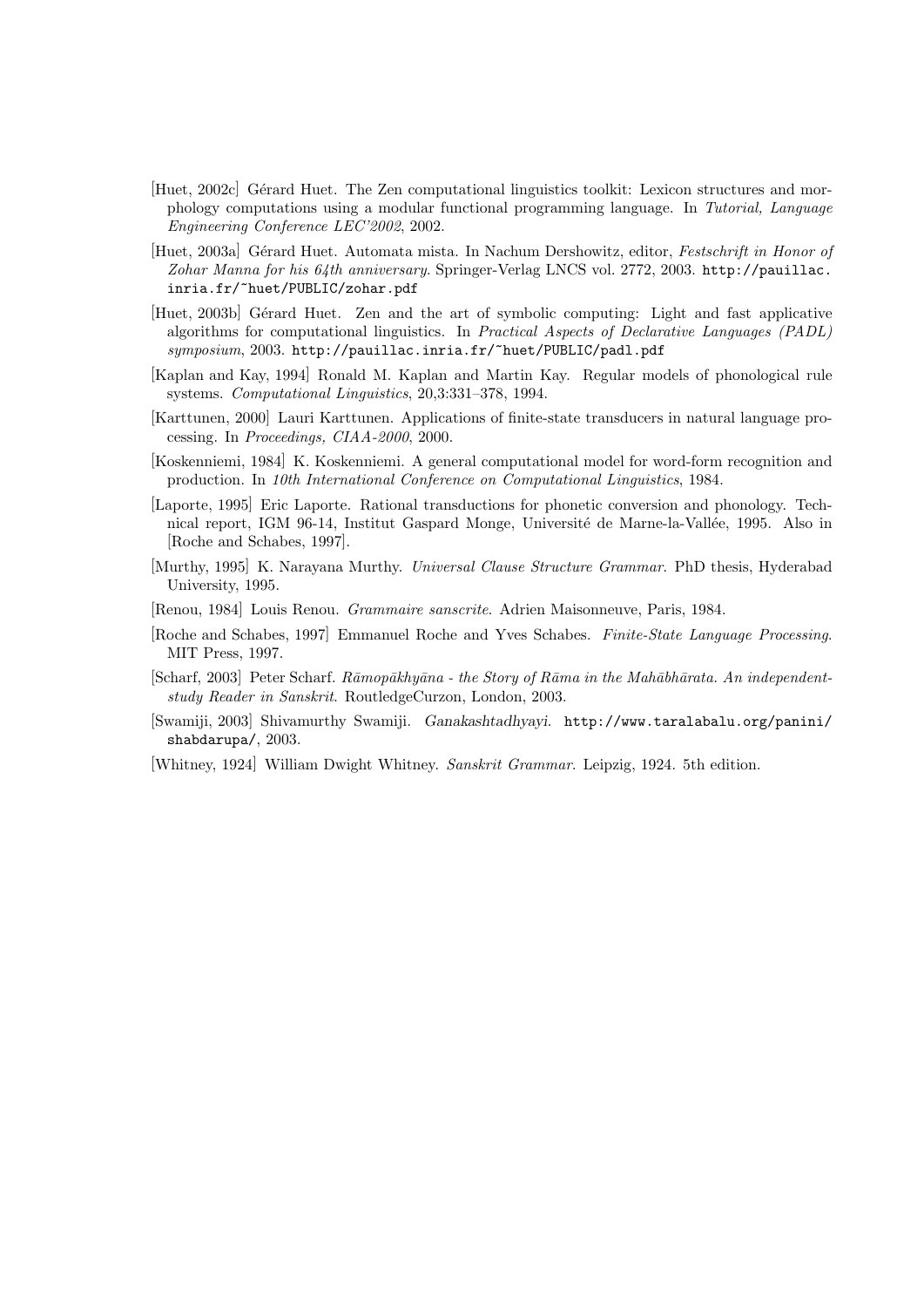[Huet, 2002c] Gérard Huet. The Zen computational linguistics toolkit: Lexicon structures and morphology computations using a modular functional programming language. In *Tutorial, Language Engineering Conference LEC'2002*, 2002.

[Huet, 2003a] Gérard Huet. Automata mista. In Nachum Dershowitz, editor, *Festschrift in Honor of Zohar Manna for his 64th anniversary*. Springer-Verlag LNCS vol. 2772, 2003. `http://pauillac.inria.fr/~huet/PUBLIC/zohar.pdf`

[Huet, 2003b] Gérard Huet. Zen and the art of symbolic computing: Light and fast applicative algorithms for computational linguistics. In *Practical Aspects of Declarative Languages (PADL) symposium*, 2003. `http://pauillac.inria.fr/~huet/PUBLIC/padl.pdf`

[Kaplan and Kay, 1994] Ronald M. Kaplan and Martin Kay. Regular models of phonological rule systems. *Computational Linguistics*, 20,3:331–378, 1994.

[Karttunen, 2000] Lauri Karttunen. Applications of finite-state transducers in natural language processing. In *Proceedings, CIAA-2000*, 2000.

[Koskenniemi, 1984] K. Koskenniemi. A general computational model for word-form recognition and production. In *10th International Conference on Computational Linguistics*, 1984.

[Laporte, 1995] Eric Laporte. Rational transductions for phonetic conversion and phonology. Technical report, IGM 96-14, Institut Gaspard Monge, Université de Marne-la-Vallée, 1995. Also in [Roche and Schabes, 1997].

[Murthy, 1995] K. Narayana Murthy. *Universal Clause Structure Grammar*. PhD thesis, Hyderabad University, 1995.

[Renou, 1984] Louis Renou. *Grammaire sanscrite*. Adrien Maisonneuve, Paris, 1984.

[Roche and Schabes, 1997] Emmanuel Roche and Yves Schabes. *Finite-State Language Processing*. MIT Press, 1997.

[Scharf, 2003] Peter Scharf. *Rāmopākhyāna - the Story of Rāma in the Mahābhārata. An independent-study Reader in Sanskrit*. RoutledgeCurzon, London, 2003.

[Swamiji, 2003] Shivamurthy Swamiji. *Ganakashtadhyayi*. `http://www.taralabalu.org/panini/shabdarupa/`, 2003.

[Whitney, 1924] William Dwight Whitney. *Sanskrit Grammar*. Leipzig, 1924. 5th edition.